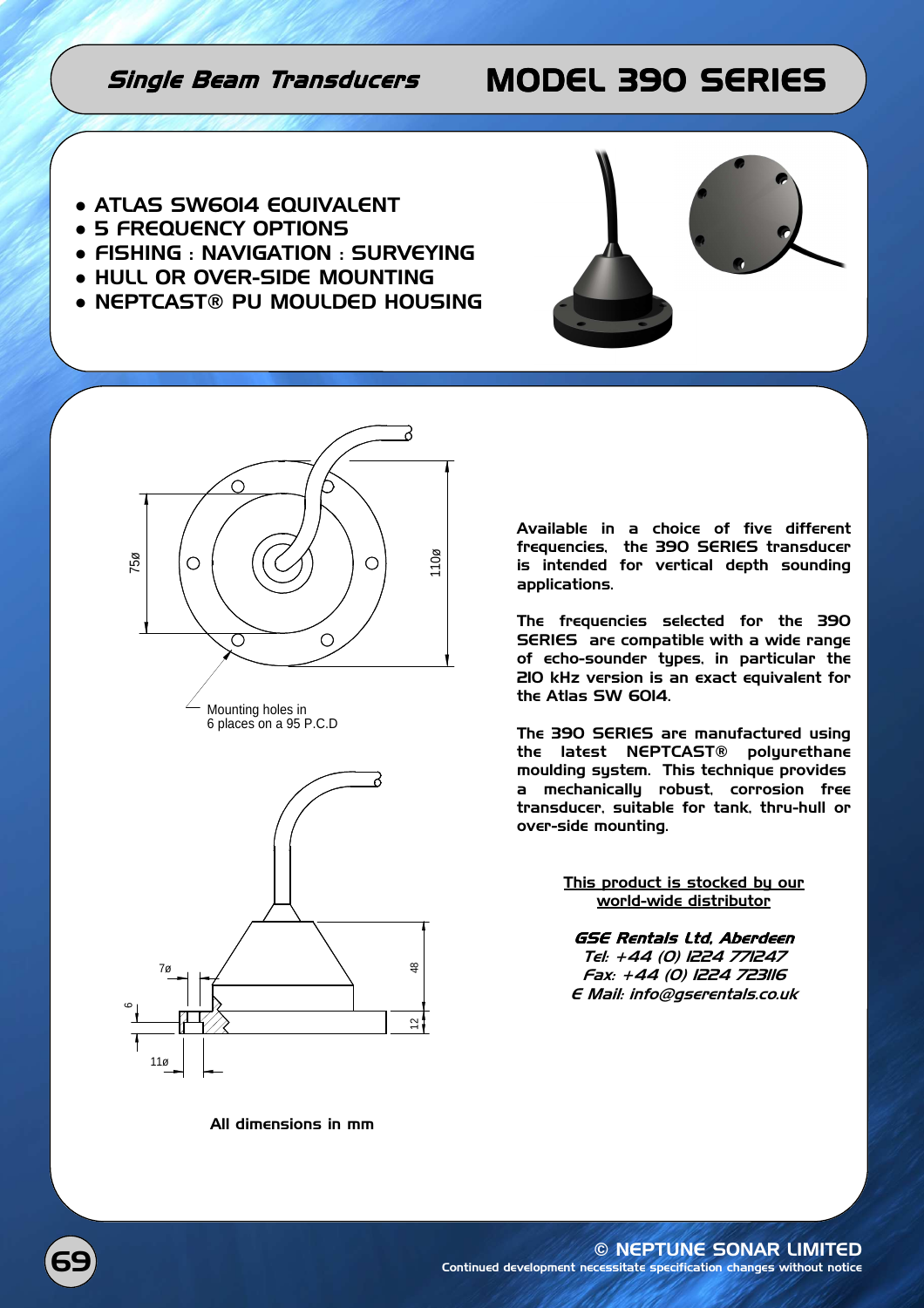# Single Beam Transducers — MODEL 390 SERIES

- ATLAS SW6014 EQUIVALENT
- 5 FREQUENCY OPTIONS
- FISHING : NAVIGATION : SURVEYING
- HULL OR OVER-SIDE MOUNTING
- NEPTCAST® PU MOULDED HOUSING

75ø

110ø

Mounting holes in 6 places on a 95 P.C.D

7ø

6

11ø

48

12

All dimensions in mm

**Available in a choice of five different frequencies, the 390 SERIES transducer is intended for vertical depth sounding applications.**

**The frequencies selected for the 390 SERIES are compatible with a wide range of echo-sounder types, in particular the 210 kHz version is an exact equivalent for the Atlas SW 6014.**

**The 390 SERIES are manufactured using the latest NEPTCAST® polyurethane moulding system. This technique provides a mechanically robust, corrosion free transducer, suitable for tank, thru-hull or over-side mounting.**

**This product is stocked by our world-wide distributor**

***GSE Rentals Ltd, Aberdeen***
*Tel: +44 (0) 1224 771247*
*Fax: +44 (0) 1224 723116*
*E Mail: info@gserentals.co.uk*

© NEPTUNE SONAR LIMITED
Continued development necessitate specification changes without notice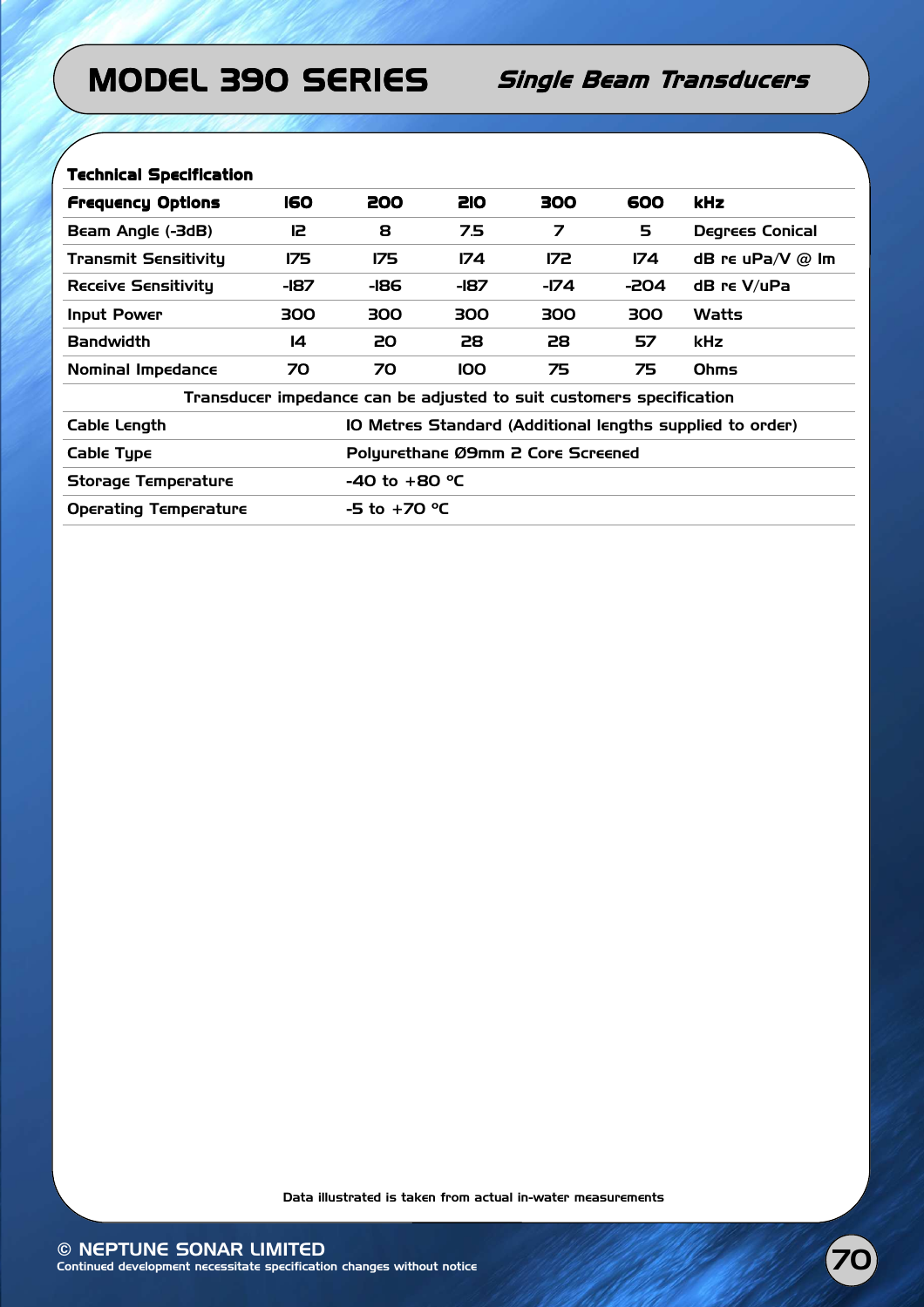# MODEL 390 SERIES

## *Single Beam Transducers*

### Technical Specification

| **Frequency Options** | **160** | **200** | **210** | **300** | **600** | **kHz** |
|---|---|---|---|---|---|---|
| Beam Angle (-3dB) | 12 | 8 | 7.5 | 7 | 5 | Degrees Conical |
| Transmit Sensitivity | 175 | 175 | 174 | 172 | 174 | dB re uPa/V @ 1m |
| Receive Sensitivity | -187 | -186 | -187 | -174 | -204 | dB re V/uPa |
| Input Power | 300 | 300 | 300 | 300 | 300 | Watts |
| Bandwidth | 14 | 20 | 28 | 28 | 57 | kHz |
| Nominal Impedance | 70 | 70 | 100 | 75 | 75 | Ohms |
| Transducer impedance can be adjusted to suit customers specification | | | | | | |
| Cable Length | 10 Metres Standard (Additional lengths supplied to order) | | | | | |
| Cable Type | Polyurethane Ø9mm 2 Core Screened | | | | | |
| Storage Temperature | -40 to +80 °C | | | | | |
| Operating Temperature | -5 to +70 °C | | | | | |

Data illustrated is taken from actual in-water measurements

© NEPTUNE SONAR LIMITED
Continued development necessitate specification changes without notice